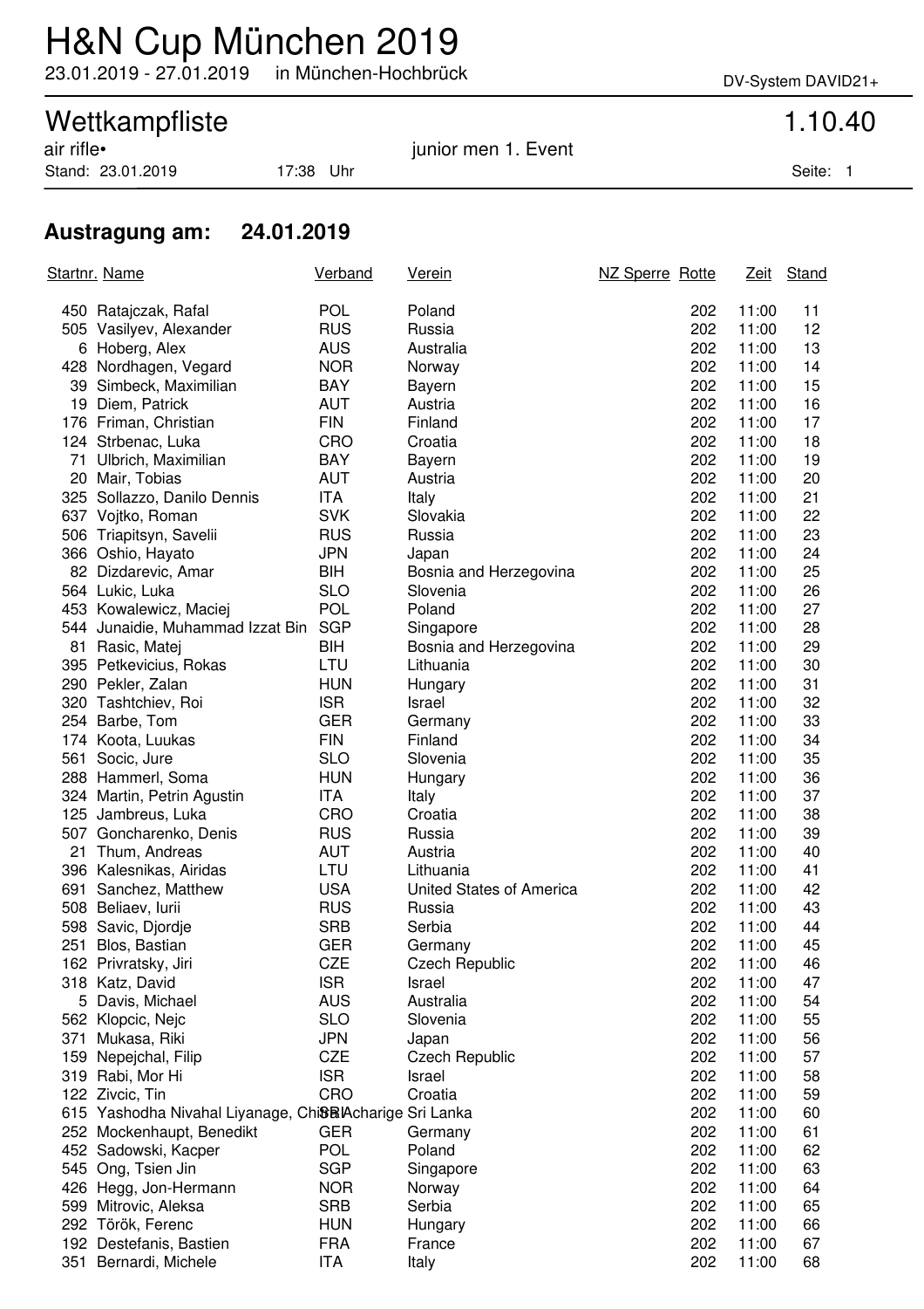# H&N Cup München 2019

23.01.2019 - 27.01.2019 in München-Hochbrück

DV-System DAVID21+

## Wettkampfliste 1.10.40

air rifle• junior men 1. Event

Stand: 23.01.2019 17:38 Uhr

### Austragung am: 24.01.2019

| Startnr. | Name | Verband | Verein | NZ Sperre | Rotte | Zeit | Stand |
|---|---|---|---|---|---|---|---|
| 450 | Ratajczak, Rafal | POL | Poland | | 202 | 11:00 | 11 |
| 505 | Vasilyev, Alexander | RUS | Russia | | 202 | 11:00 | 12 |
| 6 | Hoberg, Alex | AUS | Australia | | 202 | 11:00 | 13 |
| 428 | Nordhagen, Vegard | NOR | Norway | | 202 | 11:00 | 14 |
| 39 | Simbeck, Maximilian | BAY | Bayern | | 202 | 11:00 | 15 |
| 19 | Diem, Patrick | AUT | Austria | | 202 | 11:00 | 16 |
| 176 | Friman, Christian | FIN | Finland | | 202 | 11:00 | 17 |
| 124 | Strbenac, Luka | CRO | Croatia | | 202 | 11:00 | 18 |
| 71 | Ulbrich, Maximilian | BAY | Bayern | | 202 | 11:00 | 19 |
| 20 | Mair, Tobias | AUT | Austria | | 202 | 11:00 | 20 |
| 325 | Sollazzo, Danilo Dennis | ITA | Italy | | 202 | 11:00 | 21 |
| 637 | Vojtko, Roman | SVK | Slovakia | | 202 | 11:00 | 22 |
| 506 | Triapitsyn, Savelii | RUS | Russia | | 202 | 11:00 | 23 |
| 366 | Oshio, Hayato | JPN | Japan | | 202 | 11:00 | 24 |
| 82 | Dizdarevic, Amar | BIH | Bosnia and Herzegovina | | 202 | 11:00 | 25 |
| 564 | Lukic, Luka | SLO | Slovenia | | 202 | 11:00 | 26 |
| 453 | Kowalewicz, Maciej | POL | Poland | | 202 | 11:00 | 27 |
| 544 | Junaidie, Muhammad Izzat Bin | SGP | Singapore | | 202 | 11:00 | 28 |
| 81 | Rasic, Matej | BIH | Bosnia and Herzegovina | | 202 | 11:00 | 29 |
| 395 | Petkevicius, Rokas | LTU | Lithuania | | 202 | 11:00 | 30 |
| 290 | Pekler, Zalan | HUN | Hungary | | 202 | 11:00 | 31 |
| 320 | Tashtchiev, Roi | ISR | Israel | | 202 | 11:00 | 32 |
| 254 | Barbe, Tom | GER | Germany | | 202 | 11:00 | 33 |
| 174 | Koota, Luukas | FIN | Finland | | 202 | 11:00 | 34 |
| 561 | Socic, Jure | SLO | Slovenia | | 202 | 11:00 | 35 |
| 288 | Hammerl, Soma | HUN | Hungary | | 202 | 11:00 | 36 |
| 324 | Martin, Petrin Agustin | ITA | Italy | | 202 | 11:00 | 37 |
| 125 | Jambreus, Luka | CRO | Croatia | | 202 | 11:00 | 38 |
| 507 | Goncharenko, Denis | RUS | Russia | | 202 | 11:00 | 39 |
| 21 | Thum, Andreas | AUT | Austria | | 202 | 11:00 | 40 |
| 396 | Kalesnikas, Airidas | LTU | Lithuania | | 202 | 11:00 | 41 |
| 691 | Sanchez, Matthew | USA | United States of America | | 202 | 11:00 | 42 |
| 508 | Beliaev, Iurii | RUS | Russia | | 202 | 11:00 | 43 |
| 598 | Savic, Djordje | SRB | Serbia | | 202 | 11:00 | 44 |
| 251 | Blos, Bastian | GER | Germany | | 202 | 11:00 | 45 |
| 162 | Privratsky, Jiri | CZE | Czech Republic | | 202 | 11:00 | 46 |
| 318 | Katz, David | ISR | Israel | | 202 | 11:00 | 47 |
| 5 | Davis, Michael | AUS | Australia | | 202 | 11:00 | 54 |
| 562 | Klopcic, Nejc | SLO | Slovenia | | 202 | 11:00 | 55 |
| 371 | Mukasa, Riki | JPN | Japan | | 202 | 11:00 | 56 |
| 159 | Nepejchal, Filip | CZE | Czech Republic | | 202 | 11:00 | 57 |
| 319 | Rabi, Mor Hi | ISR | Israel | | 202 | 11:00 | 58 |
| 122 | Zivcic, Tin | CRO | Croatia | | 202 | 11:00 | 59 |
| 615 | Yashodha Nivahal Liyanage, Chinthi Acharige | SRI | Sri Lanka | | 202 | 11:00 | 60 |
| 252 | Mockenhaupt, Benedikt | GER | Germany | | 202 | 11:00 | 61 |
| 452 | Sadowski, Kacper | POL | Poland | | 202 | 11:00 | 62 |
| 545 | Ong, Tsien Jin | SGP | Singapore | | 202 | 11:00 | 63 |
| 426 | Hegg, Jon-Hermann | NOR | Norway | | 202 | 11:00 | 64 |
| 599 | Mitrovic, Aleksa | SRB | Serbia | | 202 | 11:00 | 65 |
| 292 | Török, Ferenc | HUN | Hungary | | 202 | 11:00 | 66 |
| 192 | Destefanis, Bastien | FRA | France | | 202 | 11:00 | 67 |
| 351 | Bernardi, Michele | ITA | Italy | | 202 | 11:00 | 68 |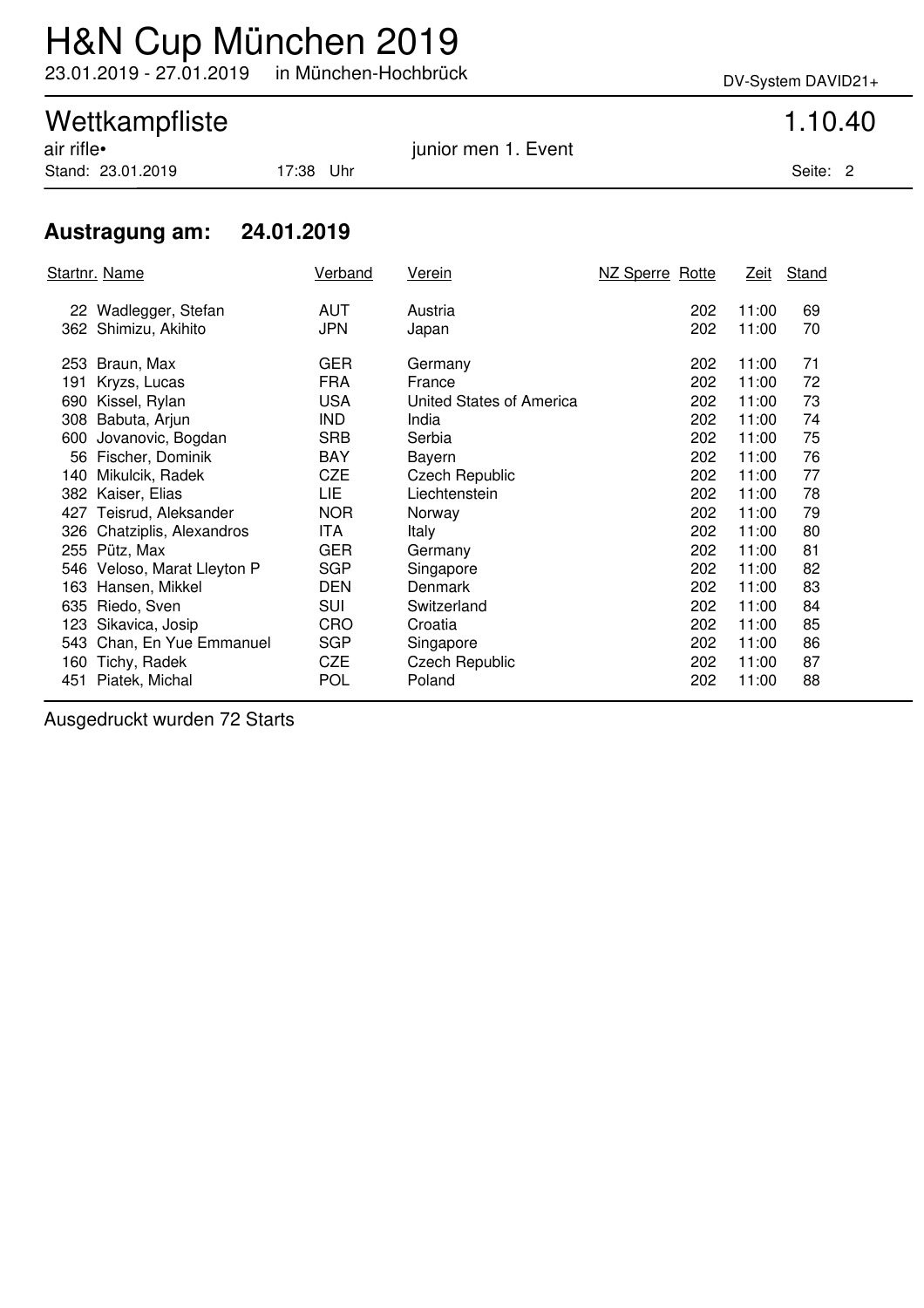# H&N Cup München 2019

23.01.2019 - 27.01.2019 in München-Hochbrück

DV-System DAVID21+

## Wettkampfliste

1.10.40

air rifle• junior men 1. Event

Stand: 23.01.2019 17:38 Uhr

### Austragung am: 24.01.2019

| Startnr. | Name | Verband | Verein | NZ Sperre | Rotte | Zeit | Stand |
|---|---|---|---|---|---|---|---|
| 22 | Wadlegger, Stefan | AUT | Austria | | 202 | 11:00 | 69 |
| 362 | Shimizu, Akihito | JPN | Japan | | 202 | 11:00 | 70 |
| 253 | Braun, Max | GER | Germany | | 202 | 11:00 | 71 |
| 191 | Kryzs, Lucas | FRA | France | | 202 | 11:00 | 72 |
| 690 | Kissel, Rylan | USA | United States of America | | 202 | 11:00 | 73 |
| 308 | Babuta, Arjun | IND | India | | 202 | 11:00 | 74 |
| 600 | Jovanovic, Bogdan | SRB | Serbia | | 202 | 11:00 | 75 |
| 56 | Fischer, Dominik | BAY | Bayern | | 202 | 11:00 | 76 |
| 140 | Mikulcik, Radek | CZE | Czech Republic | | 202 | 11:00 | 77 |
| 382 | Kaiser, Elias | LIE | Liechtenstein | | 202 | 11:00 | 78 |
| 427 | Teisrud, Aleksander | NOR | Norway | | 202 | 11:00 | 79 |
| 326 | Chatziplis, Alexandros | ITA | Italy | | 202 | 11:00 | 80 |
| 255 | Pütz, Max | GER | Germany | | 202 | 11:00 | 81 |
| 546 | Veloso, Marat Lleyton P | SGP | Singapore | | 202 | 11:00 | 82 |
| 163 | Hansen, Mikkel | DEN | Denmark | | 202 | 11:00 | 83 |
| 635 | Riedo, Sven | SUI | Switzerland | | 202 | 11:00 | 84 |
| 123 | Sikavica, Josip | CRO | Croatia | | 202 | 11:00 | 85 |
| 543 | Chan, En Yue Emmanuel | SGP | Singapore | | 202 | 11:00 | 86 |
| 160 | Tichy, Radek | CZE | Czech Republic | | 202 | 11:00 | 87 |
| 451 | Piatek, Michal | POL | Poland | | 202 | 11:00 | 88 |

Ausgedruckt wurden 72 Starts